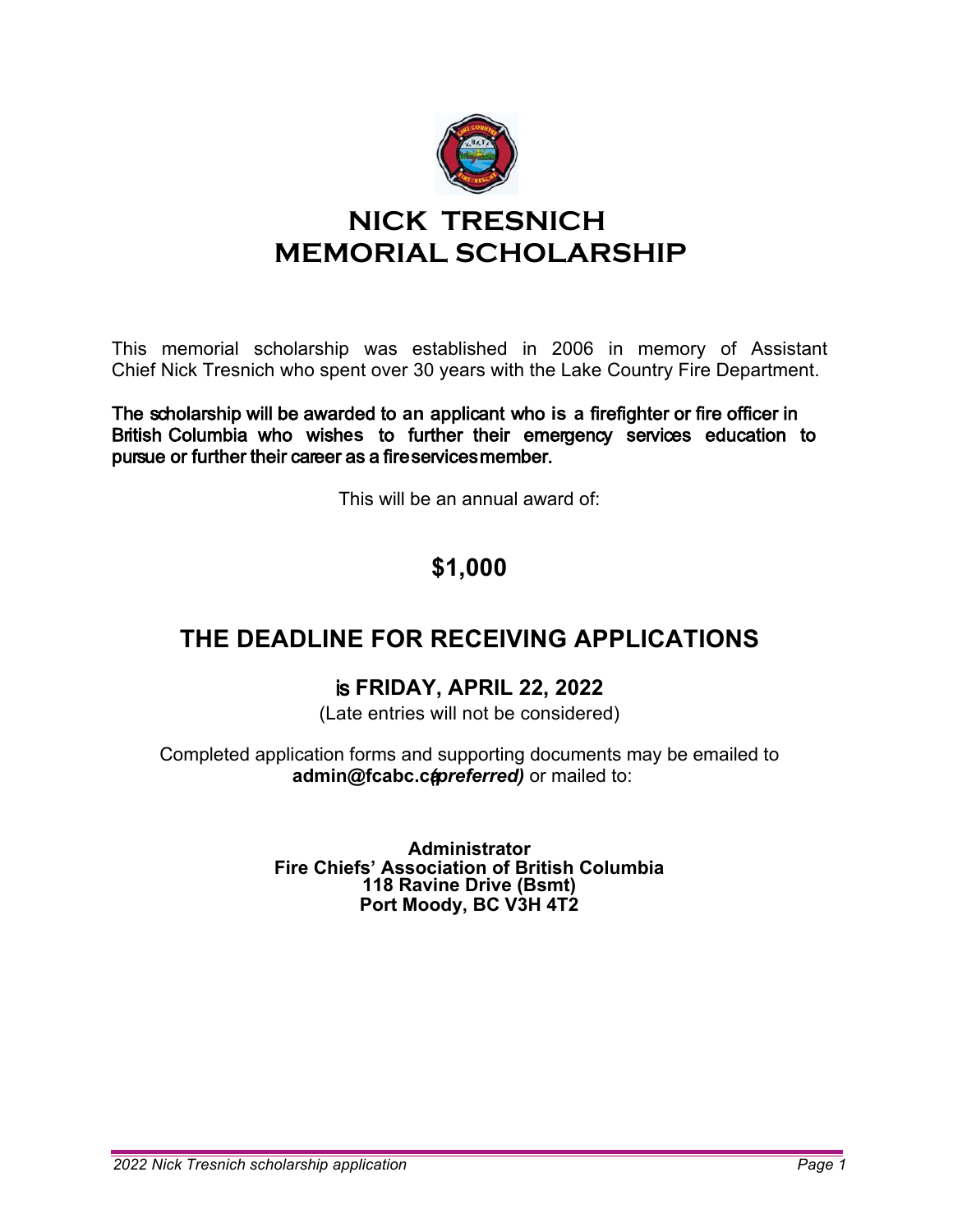# NICK TRESNICH MEMORIAL SCHOLARSHIP

This memorial scholarship was established in 2006 in memory of Assistant Chief Nick Tresnich who spent over 30 years with the Lake Country Fire Department.

**The scholarship will be awarded to an applicant who is a firefighter or fire officer in British Columbia who wishes to further their emergency services education to pursue or further their career as a fire services member.**

This will be an annual award of:

## $1,000

## THE DEADLINE FOR RECEIVING APPLICATIONS

### is FRIDAY, APRIL 22, 2022

(Late entries will not be considered)

Completed application forms and supporting documents may be emailed to **admin@fcabc.ca** ***(preferred)*** or mailed to:

**Administrator**
**Fire Chiefs' Association of British Columbia**
**118 Ravine Drive (Bsmt)**
**Port Moody, BC V3H 4T2**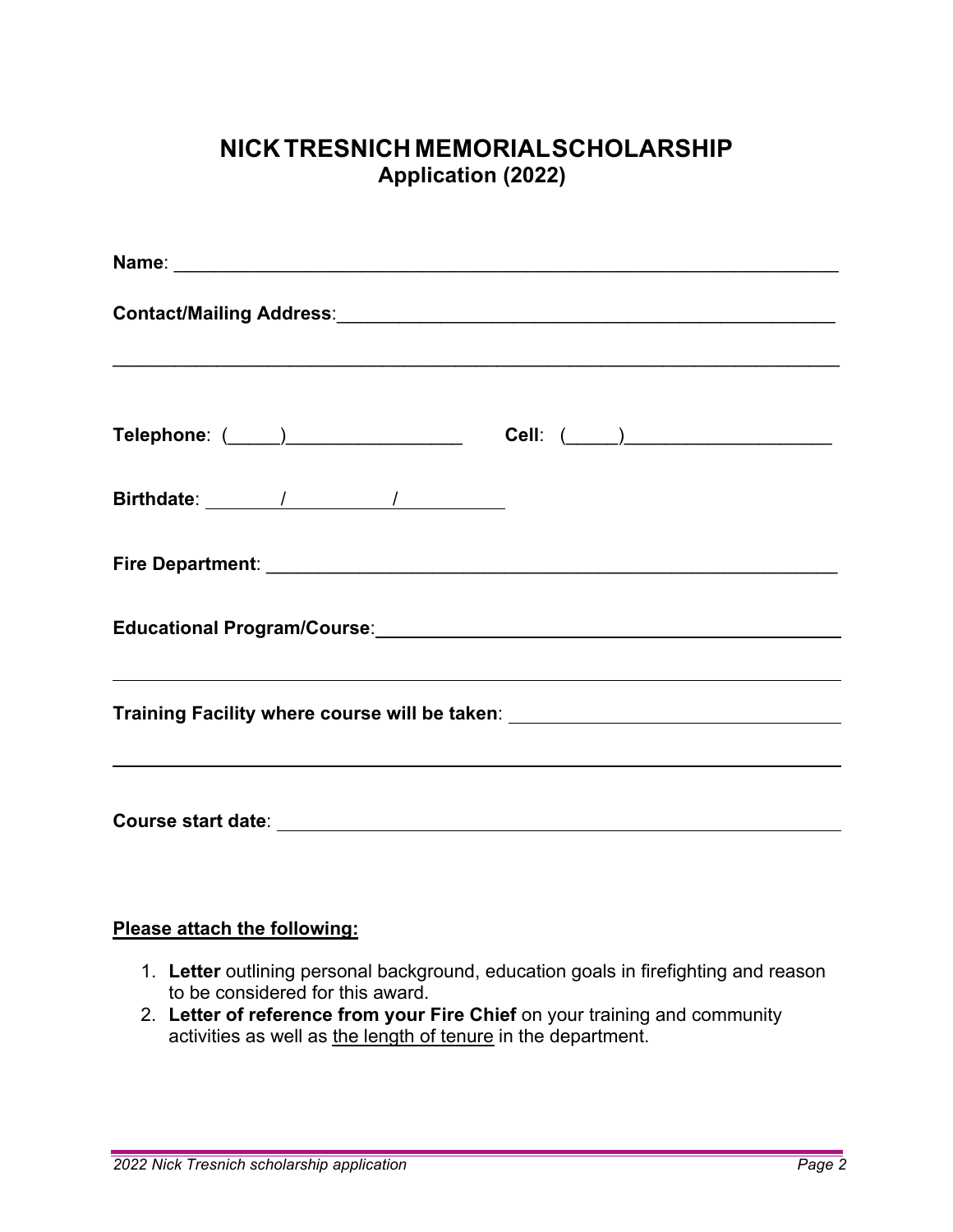# NICK TRESNICH MEMORIAL SCHOLARSHIP
## Application (2022)

**Name**: ___________________________________________________________

**Contact/Mailing Address**: ____________________________________________

______________________________________________________________________

**Telephone**: (_____)_________________ **Cell**: (_____)____________________

**Birthdate**: ________/__________/__________

**Fire Department**: _____________________________________________________

**Educational Program/Course**: ___________________________________________

______________________________________________________________________

**Training Facility where course will be taken**: ______________________________

______________________________________________________________________

**Course start date**: ____________________________________________________

**Please attach the following:**

1. **Letter** outlining personal background, education goals in firefighting and reason to be considered for this award.
2. **Letter of reference from your Fire Chief** on your training and community activities as well as the length of tenure in the department.